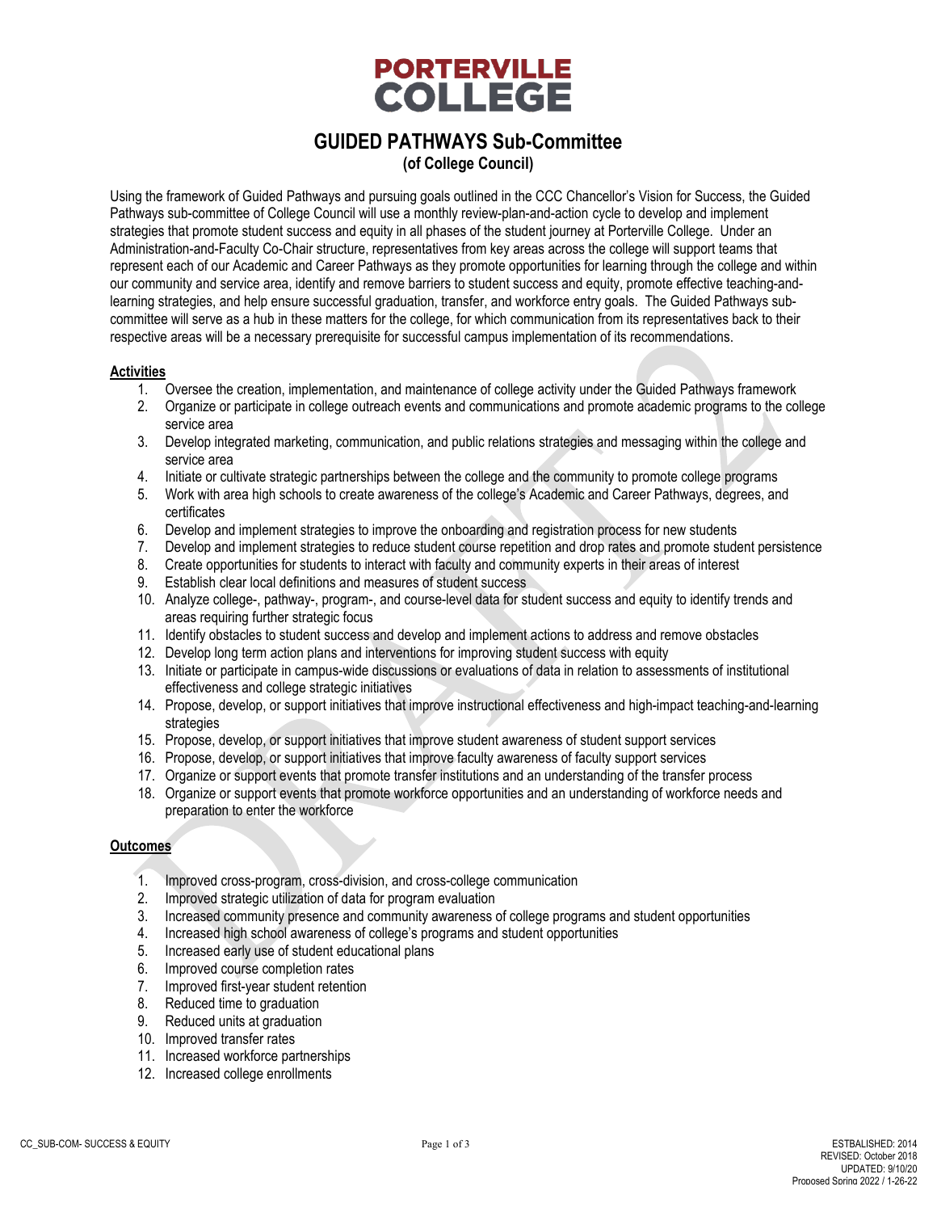# PORTERVILLE COLLEGE

## GUIDED PATHWAYS Sub-Committee

**(of College Council)**

Using the framework of Guided Pathways and pursuing goals outlined in the CCC Chancellor's Vision for Success, the Guided Pathways sub-committee of College Council will use a monthly review-plan-and-action cycle to develop and implement strategies that promote student success and equity in all phases of the student journey at Porterville College. Under an Administration-and-Faculty Co-Chair structure, representatives from key areas across the college will support teams that represent each of our Academic and Career Pathways as they promote opportunities for learning through the college and within our community and service area, identify and remove barriers to student success and equity, promote effective teaching-and-learning strategies, and help ensure successful graduation, transfer, and workforce entry goals. The Guided Pathways sub-committee will serve as a hub in these matters for the college, for which communication from its representatives back to their respective areas will be a necessary prerequisite for successful campus implementation of its recommendations.

### Activities

1. Oversee the creation, implementation, and maintenance of college activity under the Guided Pathways framework
2. Organize or participate in college outreach events and communications and promote academic programs to the college service area
3. Develop integrated marketing, communication, and public relations strategies and messaging within the college and service area
4. Initiate or cultivate strategic partnerships between the college and the community to promote college programs
5. Work with area high schools to create awareness of the college's Academic and Career Pathways, degrees, and certificates
6. Develop and implement strategies to improve the onboarding and registration process for new students
7. Develop and implement strategies to reduce student course repetition and drop rates and promote student persistence
8. Create opportunities for students to interact with faculty and community experts in their areas of interest
9. Establish clear local definitions and measures of student success
10. Analyze college-, pathway-, program-, and course-level data for student success and equity to identify trends and areas requiring further strategic focus
11. Identify obstacles to student success and develop and implement actions to address and remove obstacles
12. Develop long term action plans and interventions for improving student success with equity
13. Initiate or participate in campus-wide discussions or evaluations of data in relation to assessments of institutional effectiveness and college strategic initiatives
14. Propose, develop, or support initiatives that improve instructional effectiveness and high-impact teaching-and-learning strategies
15. Propose, develop, or support initiatives that improve student awareness of student support services
16. Propose, develop, or support initiatives that improve faculty awareness of faculty support services
17. Organize or support events that promote transfer institutions and an understanding of the transfer process
18. Organize or support events that promote workforce opportunities and an understanding of workforce needs and preparation to enter the workforce

### Outcomes

1. Improved cross-program, cross-division, and cross-college communication
2. Improved strategic utilization of data for program evaluation
3. Increased community presence and community awareness of college programs and student opportunities
4. Increased high school awareness of college's programs and student opportunities
5. Increased early use of student educational plans
6. Improved course completion rates
7. Improved first-year student retention
8. Reduced time to graduation
9. Reduced units at graduation
10. Improved transfer rates
11. Increased workforce partnerships
12. Increased college enrollments

CC_SUB-COM- SUCCESS & EQUITY

ESTBALISHED: 2014
REVISED: October 2018
UPDATED: 9/10/20
Proposed Spring 2022 / 1-26-22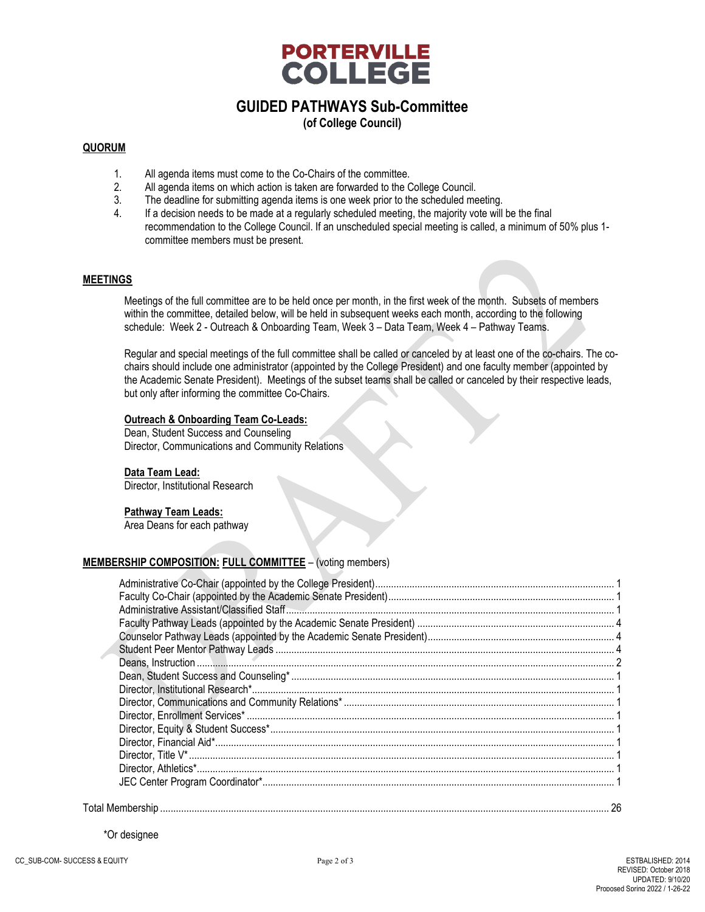# PORTERVILLE COLLEGE

## GUIDED PATHWAYS Sub-Committee
### (of College Council)

**QUORUM**

1. All agenda items must come to the Co-Chairs of the committee.
2. All agenda items on which action is taken are forwarded to the College Council.
3. The deadline for submitting agenda items is one week prior to the scheduled meeting.
4. If a decision needs to be made at a regularly scheduled meeting, the majority vote will be the final recommendation to the College Council. If an unscheduled special meeting is called, a minimum of 50% plus 1- committee members must be present.

**MEETINGS**

Meetings of the full committee are to be held once per month, in the first week of the month. Subsets of members within the committee, detailed below, will be held in subsequent weeks each month, according to the following schedule: Week 2 - Outreach & Onboarding Team, Week 3 – Data Team, Week 4 – Pathway Teams.

Regular and special meetings of the full committee shall be called or canceled by at least one of the co-chairs. The co-chairs should include one administrator (appointed by the College President) and one faculty member (appointed by the Academic Senate President). Meetings of the subset teams shall be called or canceled by their respective leads, but only after informing the committee Co-Chairs.

**Outreach & Onboarding Team Co-Leads:**
Dean, Student Success and Counseling
Director, Communications and Community Relations

**Data Team Lead:**
Director, Institutional Research

**Pathway Team Leads:**
Area Deans for each pathway

**MEMBERSHIP COMPOSITION: FULL COMMITTEE** – (voting members)

| Member | Number |
|---|---|
| Administrative Co-Chair (appointed by the College President) | 1 |
| Faculty Co-Chair (appointed by the Academic Senate President) | 1 |
| Administrative Assistant/Classified Staff | 1 |
| Faculty Pathway Leads (appointed by the Academic Senate President) | 4 |
| Counselor Pathway Leads (appointed by the Academic Senate President) | 4 |
| Student Peer Mentor Pathway Leads | 4 |
| Deans, Instruction | 2 |
| Dean, Student Success and Counseling* | 1 |
| Director, Institutional Research* | 1 |
| Director, Communications and Community Relations* | 1 |
| Director, Enrollment Services* | 1 |
| Director, Equity & Student Success* | 1 |
| Director, Financial Aid* | 1 |
| Director, Title V* | 1 |
| Director, Athletics* | 1 |
| JEC Center Program Coordinator* | 1 |
| Total Membership | 26 |

*Or designee

CC_SUB-COM- SUCCESS & EQUITY

ESTBALISHED: 2014
REVISED: October 2018
UPDATED: 9/10/20
Proposed Spring 2022 / 1-26-22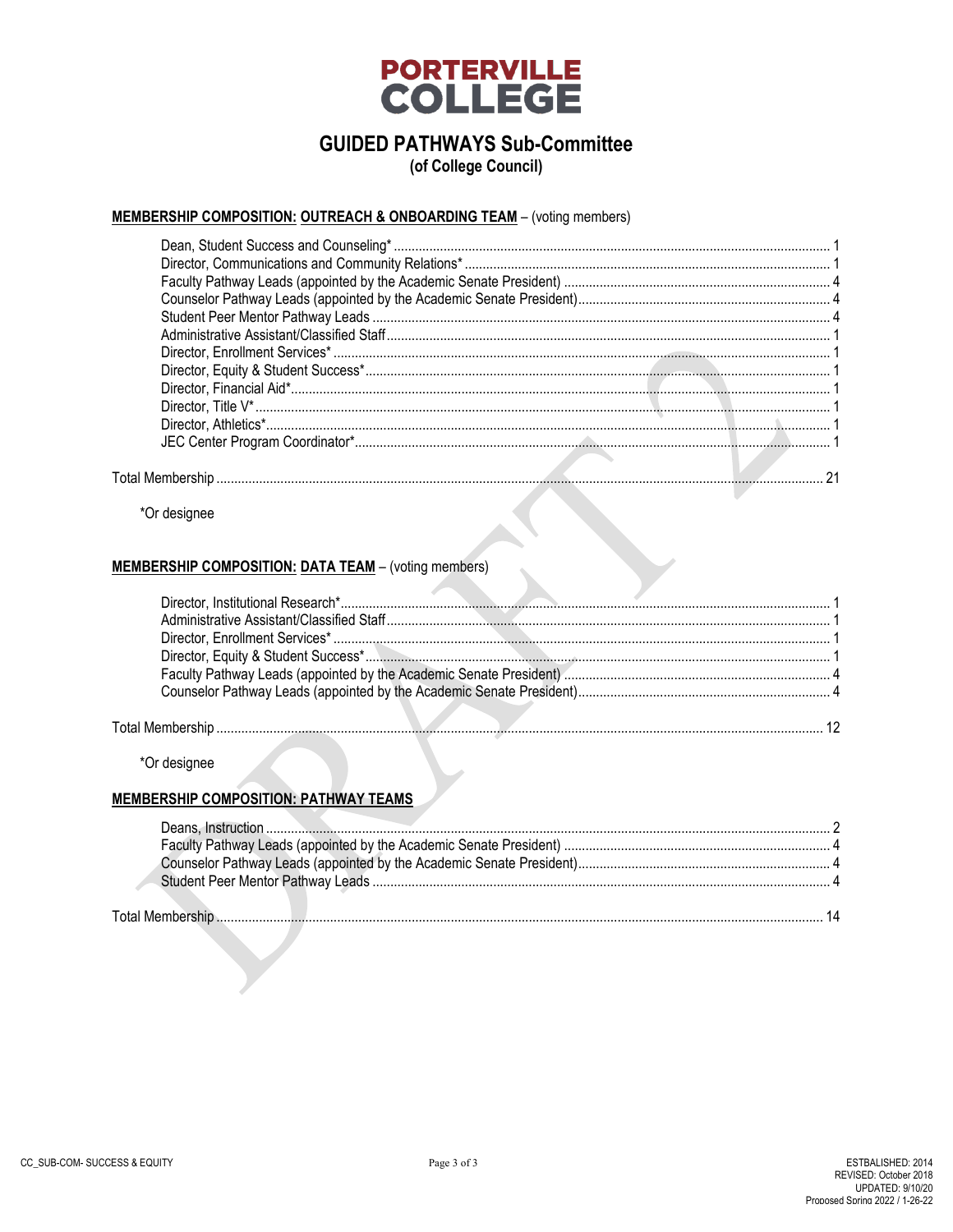# PORTERVILLE COLLEGE

## GUIDED PATHWAYS Sub-Committee
### (of College Council)

**MEMBERSHIP COMPOSITION: OUTREACH & ONBOARDING TEAM** – (voting members)

| Position | Number |
|---|---|
| Dean, Student Success and Counseling* | 1 |
| Director, Communications and Community Relations* | 1 |
| Faculty Pathway Leads (appointed by the Academic Senate President) | 4 |
| Counselor Pathway Leads (appointed by the Academic Senate President) | 4 |
| Student Peer Mentor Pathway Leads | 4 |
| Administrative Assistant/Classified Staff | 1 |
| Director, Enrollment Services* | 1 |
| Director, Equity & Student Success* | 1 |
| Director, Financial Aid* | 1 |
| Director, Title V* | 1 |
| Director, Athletics* | 1 |
| JEC Center Program Coordinator* | 1 |
| Total Membership | 21 |

*Or designee

**MEMBERSHIP COMPOSITION: DATA TEAM** – (voting members)

| Position | Number |
|---|---|
| Director, Institutional Research* | 1 |
| Administrative Assistant/Classified Staff | 1 |
| Director, Enrollment Services* | 1 |
| Director, Equity & Student Success* | 1 |
| Faculty Pathway Leads (appointed by the Academic Senate President) | 4 |
| Counselor Pathway Leads (appointed by the Academic Senate President) | 4 |
| Total Membership | 12 |

*Or designee

**MEMBERSHIP COMPOSITION: PATHWAY TEAMS**

| Position | Number |
|---|---|
| Deans, Instruction | 2 |
| Faculty Pathway Leads (appointed by the Academic Senate President) | 4 |
| Counselor Pathway Leads (appointed by the Academic Senate President) | 4 |
| Student Peer Mentor Pathway Leads | 4 |
| Total Membership | 14 |

CC_SUB-COM- SUCCESS & EQUITY

ESTBALISHED: 2014
REVISED: October 2018
UPDATED: 9/10/20
Proposed Spring 2022 / 1-26-22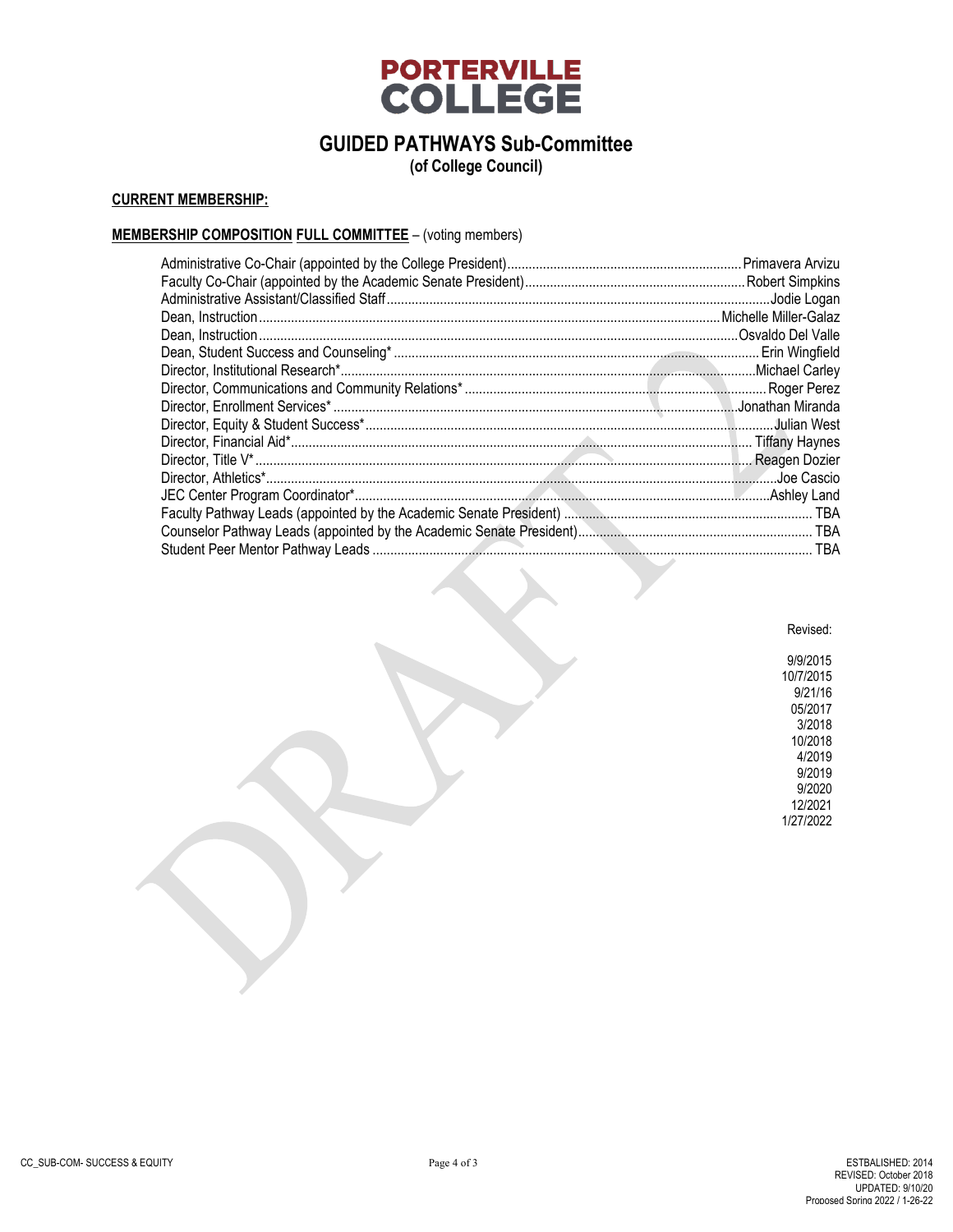![PORTERVILLE COLLEGE]

## GUIDED PATHWAYS Sub-Committee

**(of College Council)**

**CURRENT MEMBERSHIP:**

**MEMBERSHIP COMPOSITION FULL COMMITTEE** – (voting members)

| | |
|---|---|
| Administrative Co-Chair (appointed by the College President) | Primavera Arvizu |
| Faculty Co-Chair (appointed by the Academic Senate President) | Robert Simpkins |
| Administrative Assistant/Classified Staff | Jodie Logan |
| Dean, Instruction | Michelle Miller-Galaz |
| Dean, Instruction | Osvaldo Del Valle |
| Dean, Student Success and Counseling* | Erin Wingfield |
| Director, Institutional Research* | Michael Carley |
| Director, Communications and Community Relations* | Roger Perez |
| Director, Enrollment Services* | Jonathan Miranda |
| Director, Equity & Student Success* | Julian West |
| Director, Financial Aid* | Tiffany Haynes |
| Director, Title V* | Reagen Dozier |
| Director, Athletics* | Joe Cascio |
| JEC Center Program Coordinator* | Ashley Land |
| Faculty Pathway Leads (appointed by the Academic Senate President) | TBA |
| Counselor Pathway Leads (appointed by the Academic Senate President) | TBA |
| Student Peer Mentor Pathway Leads | TBA |

Revised:

9/9/2015
10/7/2015
9/21/16
05/2017
3/2018
10/2018
4/2019
9/2019
9/2020
12/2021
1/27/2022

CC_SUB-COM- SUCCESS & EQUITY

ESTBALISHED: 2014
REVISED: October 2018
UPDATED: 9/10/20
Proposed Spring 2022 / 1-26-22